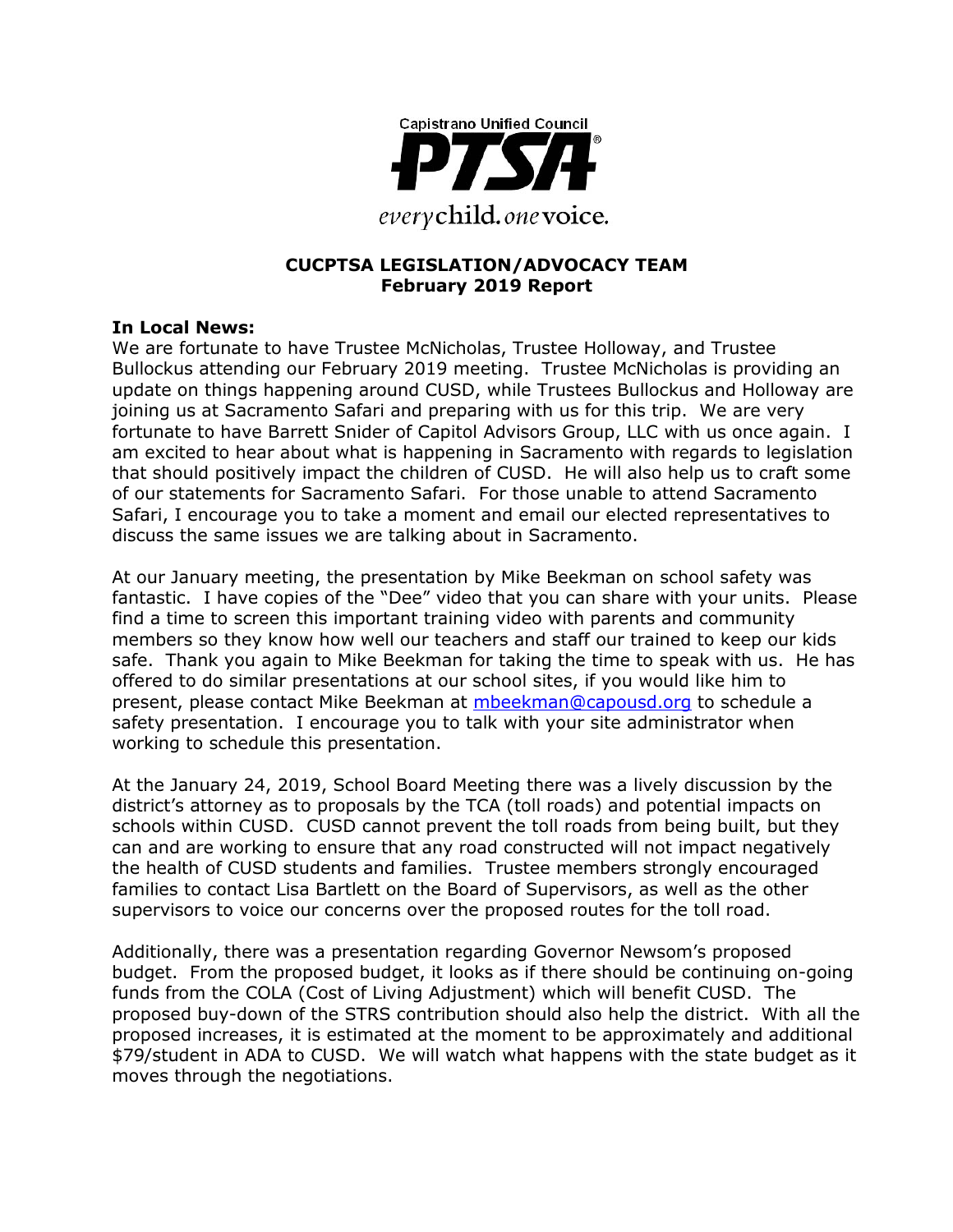Capistrano Unified Council

PTSA

*every* child. *one* voice.

**CUCPTSA LEGISLATION/ADVOCACY TEAM**
**February 2019 Report**

**In Local News:**

We are fortunate to have Trustee McNicholas, Trustee Holloway, and Trustee Bullockus attending our February 2019 meeting. Trustee McNicholas is providing an update on things happening around CUSD, while Trustees Bullockus and Holloway are joining us at Sacramento Safari and preparing with us for this trip. We are very fortunate to have Barrett Snider of Capitol Advisors Group, LLC with us once again. I am excited to hear about what is happening in Sacramento with regards to legislation that should positively impact the children of CUSD. He will also help us to craft some of our statements for Sacramento Safari. For those unable to attend Sacramento Safari, I encourage you to take a moment and email our elected representatives to discuss the same issues we are talking about in Sacramento.

At our January meeting, the presentation by Mike Beekman on school safety was fantastic. I have copies of the "Dee" video that you can share with your units. Please find a time to screen this important training video with parents and community members so they know how well our teachers and staff our trained to keep our kids safe. Thank you again to Mike Beekman for taking the time to speak with us. He has offered to do similar presentations at our school sites, if you would like him to present, please contact Mike Beekman at [mbeekman@capousd.org](mailto:mbeekman@capousd.org) to schedule a safety presentation. I encourage you to talk with your site administrator when working to schedule this presentation.

At the January 24, 2019, School Board Meeting there was a lively discussion by the district's attorney as to proposals by the TCA (toll roads) and potential impacts on schools within CUSD. CUSD cannot prevent the toll roads from being built, but they can and are working to ensure that any road constructed will not impact negatively the health of CUSD students and families. Trustee members strongly encouraged families to contact Lisa Bartlett on the Board of Supervisors, as well as the other supervisors to voice our concerns over the proposed routes for the toll road.

Additionally, there was a presentation regarding Governor Newsom's proposed budget. From the proposed budget, it looks as if there should be continuing on-going funds from the COLA (Cost of Living Adjustment) which will benefit CUSD. The proposed buy-down of the STRS contribution should also help the district. With all the proposed increases, it is estimated at the moment to be approximately and additional $79/student in ADA to CUSD. We will watch what happens with the state budget as it moves through the negotiations.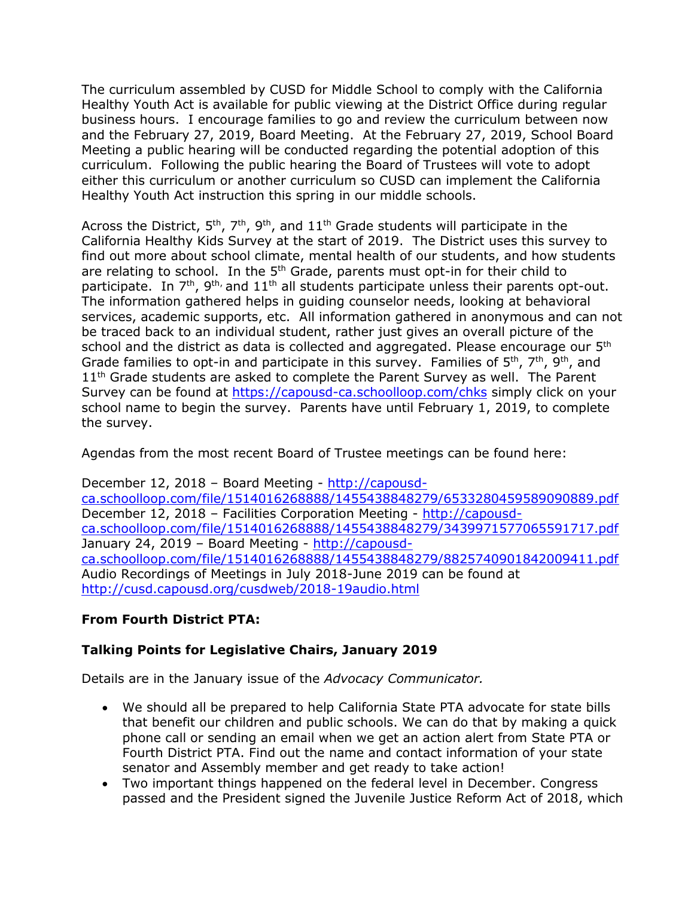The curriculum assembled by CUSD for Middle School to comply with the California Healthy Youth Act is available for public viewing at the District Office during regular business hours. I encourage families to go and review the curriculum between now and the February 27, 2019, Board Meeting. At the February 27, 2019, School Board Meeting a public hearing will be conducted regarding the potential adoption of this curriculum. Following the public hearing the Board of Trustees will vote to adopt either this curriculum or another curriculum so CUSD can implement the California Healthy Youth Act instruction this spring in our middle schools.

Across the District, 5th, 7th, 9th, and 11th Grade students will participate in the California Healthy Kids Survey at the start of 2019. The District uses this survey to find out more about school climate, mental health of our students, and how students are relating to school. In the 5th Grade, parents must opt-in for their child to participate. In 7th, 9th, and 11th all students participate unless their parents opt-out. The information gathered helps in guiding counselor needs, looking at behavioral services, academic supports, etc. All information gathered in anonymous and can not be traced back to an individual student, rather just gives an overall picture of the school and the district as data is collected and aggregated. Please encourage our 5th Grade families to opt-in and participate in this survey. Families of 5th, 7th, 9th, and 11th Grade students are asked to complete the Parent Survey as well. The Parent Survey can be found at https://capousd-ca.schoolloop.com/chks simply click on your school name to begin the survey. Parents have until February 1, 2019, to complete the survey.

Agendas from the most recent Board of Trustee meetings can be found here:

December 12, 2018 – Board Meeting - http://capousd-ca.schoolloop.com/file/1514016268888/1455438848279/6533280459589090889.pdf
December 12, 2018 – Facilities Corporation Meeting - http://capousd-ca.schoolloop.com/file/1514016268888/1455438848279/3439971577065591717.pdf
January 24, 2019 – Board Meeting - http://capousd-ca.schoolloop.com/file/1514016268888/1455438848279/8825740901842009411.pdf
Audio Recordings of Meetings in July 2018-June 2019 can be found at http://cusd.capousd.org/cusdweb/2018-19audio.html

**From Fourth District PTA:**

**Talking Points for Legislative Chairs, January 2019**

Details are in the January issue of the *Advocacy Communicator.*

- We should all be prepared to help California State PTA advocate for state bills that benefit our children and public schools. We can do that by making a quick phone call or sending an email when we get an action alert from State PTA or Fourth District PTA. Find out the name and contact information of your state senator and Assembly member and get ready to take action!
- Two important things happened on the federal level in December. Congress passed and the President signed the Juvenile Justice Reform Act of 2018, which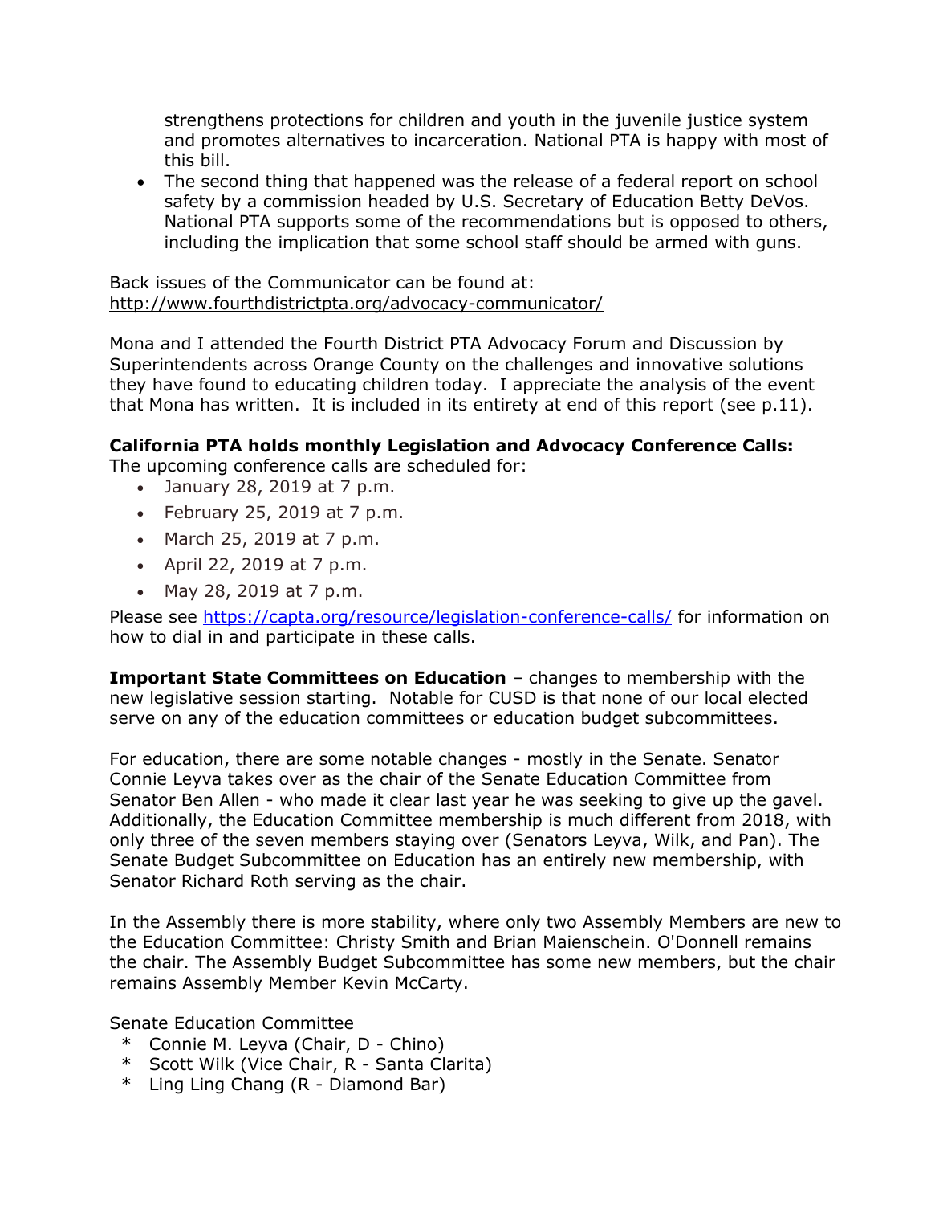strengthens protections for children and youth in the juvenile justice system and promotes alternatives to incarceration. National PTA is happy with most of this bill.

- The second thing that happened was the release of a federal report on school safety by a commission headed by U.S. Secretary of Education Betty DeVos. National PTA supports some of the recommendations but is opposed to others, including the implication that some school staff should be armed with guns.

Back issues of the Communicator can be found at:
http://www.fourthdistrictpta.org/advocacy-communicator/

Mona and I attended the Fourth District PTA Advocacy Forum and Discussion by Superintendents across Orange County on the challenges and innovative solutions they have found to educating children today. I appreciate the analysis of the event that Mona has written. It is included in its entirety at end of this report (see p.11).

**California PTA holds monthly Legislation and Advocacy Conference Calls:**
The upcoming conference calls are scheduled for:

- January 28, 2019 at 7 p.m.
- February 25, 2019 at 7 p.m.
- March 25, 2019 at 7 p.m.
- April 22, 2019 at 7 p.m.
- May 28, 2019 at 7 p.m.

Please see https://capta.org/resource/legislation-conference-calls/ for information on how to dial in and participate in these calls.

**Important State Committees on Education** – changes to membership with the new legislative session starting. Notable for CUSD is that none of our local elected serve on any of the education committees or education budget subcommittees.

For education, there are some notable changes - mostly in the Senate. Senator Connie Leyva takes over as the chair of the Senate Education Committee from Senator Ben Allen - who made it clear last year he was seeking to give up the gavel. Additionally, the Education Committee membership is much different from 2018, with only three of the seven members staying over (Senators Leyva, Wilk, and Pan). The Senate Budget Subcommittee on Education has an entirely new membership, with Senator Richard Roth serving as the chair.

In the Assembly there is more stability, where only two Assembly Members are new to the Education Committee: Christy Smith and Brian Maienschein. O'Donnell remains the chair. The Assembly Budget Subcommittee has some new members, but the chair remains Assembly Member Kevin McCarty.

Senate Education Committee

- Connie M. Leyva (Chair, D - Chino)
- Scott Wilk (Vice Chair, R - Santa Clarita)
- Ling Ling Chang (R - Diamond Bar)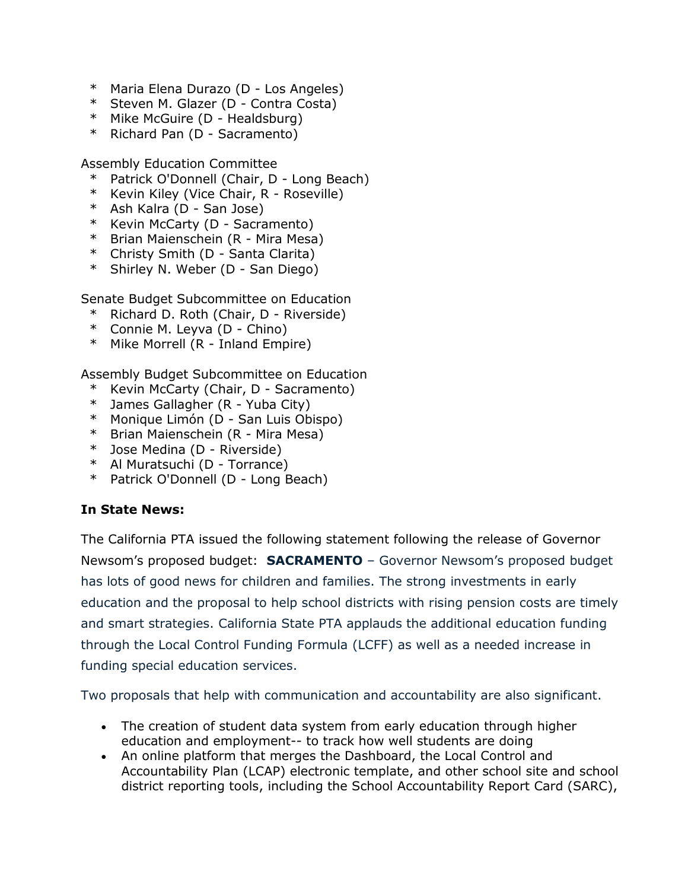* Maria Elena Durazo (D - Los Angeles)
* Steven M. Glazer (D - Contra Costa)
* Mike McGuire (D - Healdsburg)
* Richard Pan (D - Sacramento)

Assembly Education Committee

* Patrick O'Donnell (Chair, D - Long Beach)
* Kevin Kiley (Vice Chair, R - Roseville)
* Ash Kalra (D - San Jose)
* Kevin McCarty (D - Sacramento)
* Brian Maienschein (R - Mira Mesa)
* Christy Smith (D - Santa Clarita)
* Shirley N. Weber (D - San Diego)

Senate Budget Subcommittee on Education

* Richard D. Roth (Chair, D - Riverside)
* Connie M. Leyva (D - Chino)
* Mike Morrell (R - Inland Empire)

Assembly Budget Subcommittee on Education

* Kevin McCarty (Chair, D - Sacramento)
* James Gallagher (R - Yuba City)
* Monique Limón (D - San Luis Obispo)
* Brian Maienschein (R - Mira Mesa)
* Jose Medina (D - Riverside)
* Al Muratsuchi (D - Torrance)
* Patrick O'Donnell (D - Long Beach)

**In State News:**

The California PTA issued the following statement following the release of Governor Newsom's proposed budget: **SACRAMENTO** – Governor Newsom's proposed budget has lots of good news for children and families. The strong investments in early education and the proposal to help school districts with rising pension costs are timely and smart strategies. California State PTA applauds the additional education funding through the Local Control Funding Formula (LCFF) as well as a needed increase in funding special education services.

Two proposals that help with communication and accountability are also significant.

- The creation of student data system from early education through higher education and employment-- to track how well students are doing
- An online platform that merges the Dashboard, the Local Control and Accountability Plan (LCAP) electronic template, and other school site and school district reporting tools, including the School Accountability Report Card (SARC),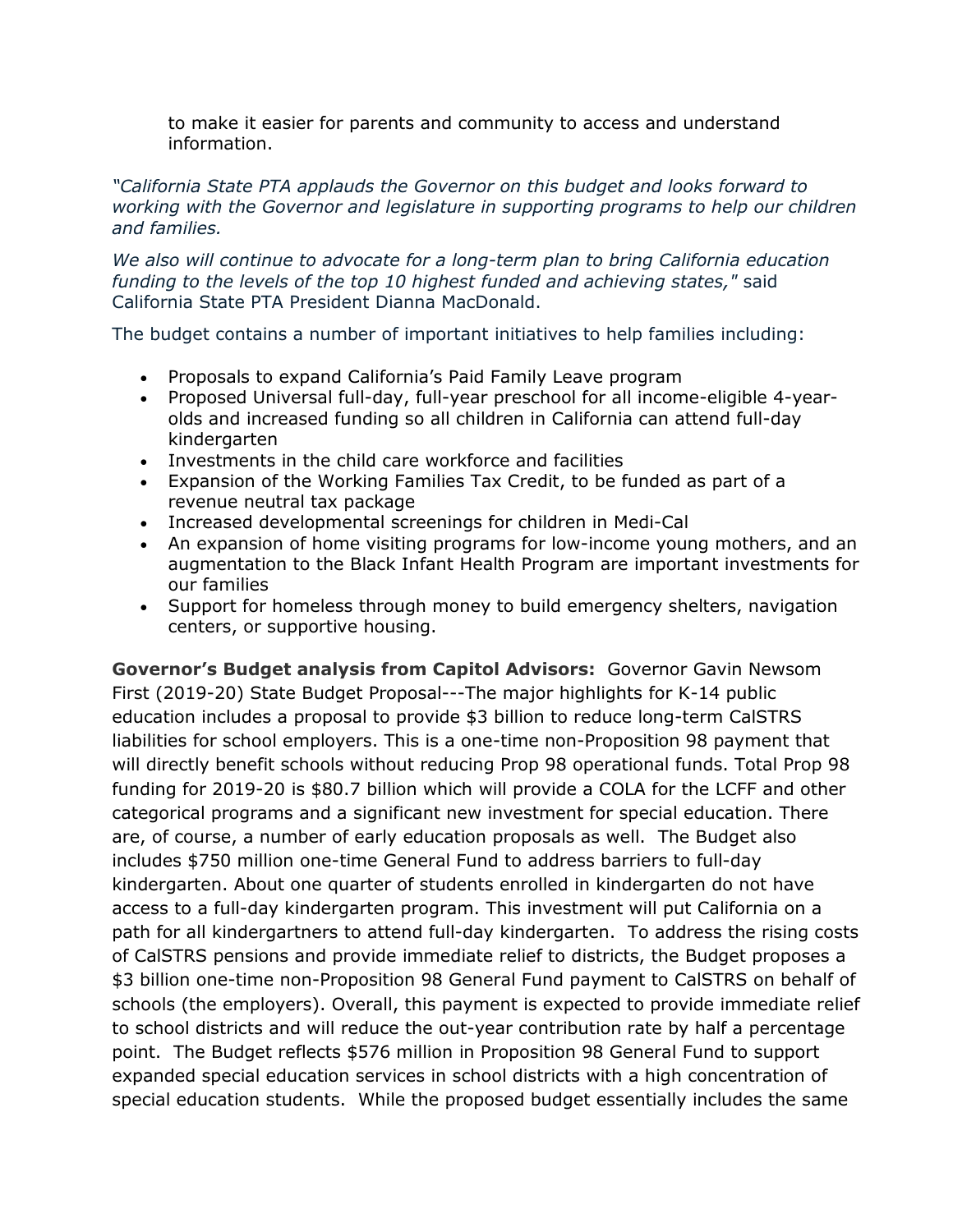to make it easier for parents and community to access and understand information.

*"California State PTA applauds the Governor on this budget and looks forward to working with the Governor and legislature in supporting programs to help our children and families.*

*We also will continue to advocate for a long-term plan to bring California education funding to the levels of the top 10 highest funded and achieving states,"* said California State PTA President Dianna MacDonald.

The budget contains a number of important initiatives to help families including:

- Proposals to expand California's Paid Family Leave program
- Proposed Universal full-day, full-year preschool for all income-eligible 4-year-olds and increased funding so all children in California can attend full-day kindergarten
- Investments in the child care workforce and facilities
- Expansion of the Working Families Tax Credit, to be funded as part of a revenue neutral tax package
- Increased developmental screenings for children in Medi-Cal
- An expansion of home visiting programs for low-income young mothers, and an augmentation to the Black Infant Health Program are important investments for our families
- Support for homeless through money to build emergency shelters, navigation centers, or supportive housing.

**Governor's Budget analysis from Capitol Advisors:** Governor Gavin Newsom First (2019-20) State Budget Proposal---The major highlights for K-14 public education includes a proposal to provide $3 billion to reduce long-term CalSTRS liabilities for school employers. This is a one-time non-Proposition 98 payment that will directly benefit schools without reducing Prop 98 operational funds. Total Prop 98 funding for 2019-20 is $80.7 billion which will provide a COLA for the LCFF and other categorical programs and a significant new investment for special education. There are, of course, a number of early education proposals as well. The Budget also includes $750 million one-time General Fund to address barriers to full-day kindergarten. About one quarter of students enrolled in kindergarten do not have access to a full-day kindergarten program. This investment will put California on a path for all kindergartners to attend full-day kindergarten. To address the rising costs of CalSTRS pensions and provide immediate relief to districts, the Budget proposes a $3 billion one-time non-Proposition 98 General Fund payment to CalSTRS on behalf of schools (the employers). Overall, this payment is expected to provide immediate relief to school districts and will reduce the out-year contribution rate by half a percentage point. The Budget reflects $576 million in Proposition 98 General Fund to support expanded special education services in school districts with a high concentration of special education students. While the proposed budget essentially includes the same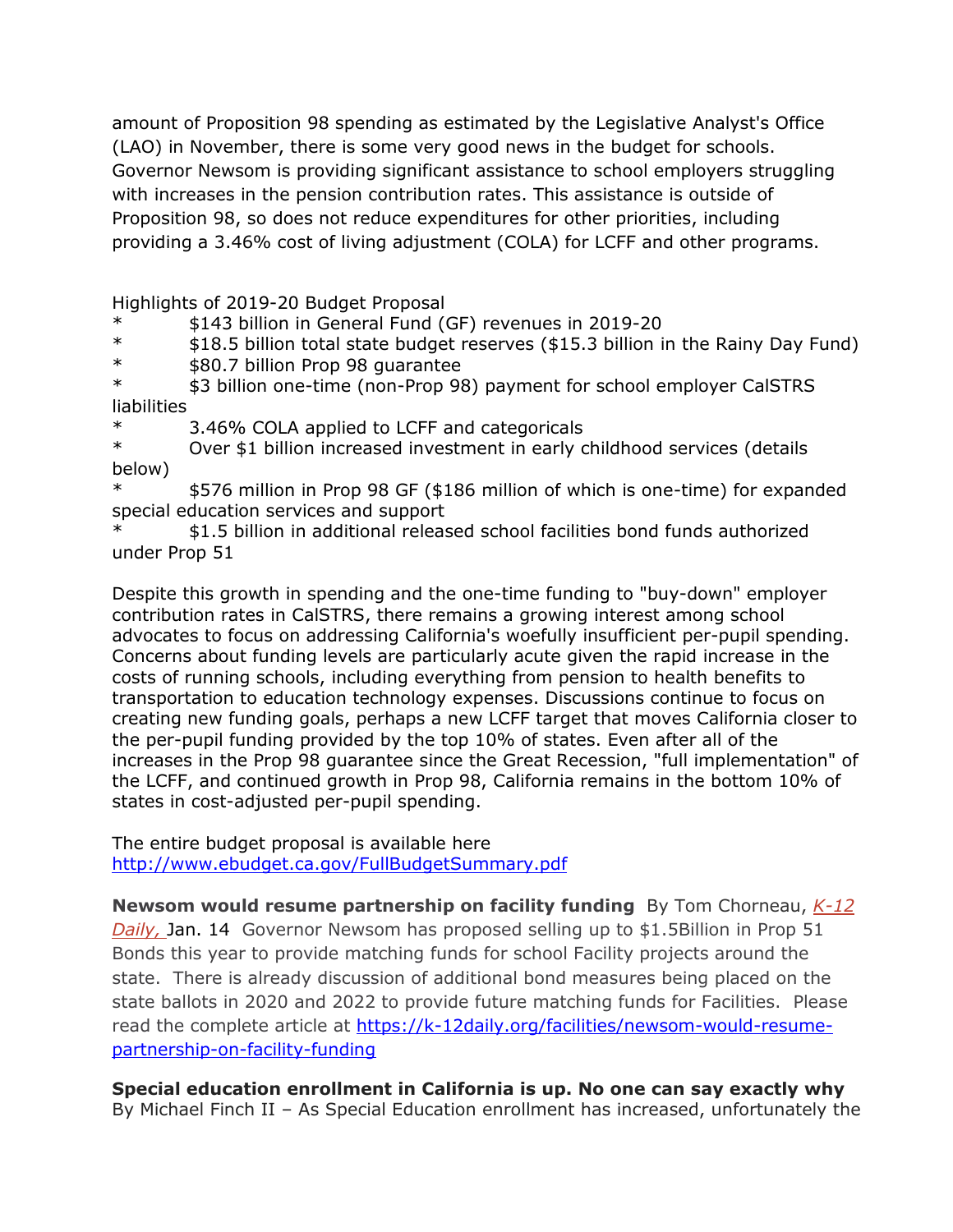amount of Proposition 98 spending as estimated by the Legislative Analyst's Office (LAO) in November, there is some very good news in the budget for schools. Governor Newsom is providing significant assistance to school employers struggling with increases in the pension contribution rates. This assistance is outside of Proposition 98, so does not reduce expenditures for other priorities, including providing a 3.46% cost of living adjustment (COLA) for LCFF and other programs.

Highlights of 2019-20 Budget Proposal

- $143 billion in General Fund (GF) revenues in 2019-20
- $18.5 billion total state budget reserves ($15.3 billion in the Rainy Day Fund)
- $80.7 billion Prop 98 guarantee
- $3 billion one-time (non-Prop 98) payment for school employer CalSTRS liabilities
- 3.46% COLA applied to LCFF and categoricals
- Over $1 billion increased investment in early childhood services (details below)
- $576 million in Prop 98 GF ($186 million of which is one-time) for expanded special education services and support
- $1.5 billion in additional released school facilities bond funds authorized under Prop 51

Despite this growth in spending and the one-time funding to "buy-down" employer contribution rates in CalSTRS, there remains a growing interest among school advocates to focus on addressing California's woefully insufficient per-pupil spending. Concerns about funding levels are particularly acute given the rapid increase in the costs of running schools, including everything from pension to health benefits to transportation to education technology expenses. Discussions continue to focus on creating new funding goals, perhaps a new LCFF target that moves California closer to the per-pupil funding provided by the top 10% of states. Even after all of the increases in the Prop 98 guarantee since the Great Recession, "full implementation" of the LCFF, and continued growth in Prop 98, California remains in the bottom 10% of states in cost-adjusted per-pupil spending.

The entire budget proposal is available here
[http://www.ebudget.ca.gov/FullBudgetSummary.pdf](http://www.ebudget.ca.gov/FullBudgetSummary.pdf)

**Newsom would resume partnership on facility funding** By Tom Chorneau, *K-12 Daily,* Jan. 14 Governor Newsom has proposed selling up to $1.5Billion in Prop 51 Bonds this year to provide matching funds for school Facility projects around the state. There is already discussion of additional bond measures being placed on the state ballots in 2020 and 2022 to provide future matching funds for Facilities. Please read the complete article at [https://k-12daily.org/facilities/newsom-would-resume-partnership-on-facility-funding](https://k-12daily.org/facilities/newsom-would-resume-partnership-on-facility-funding)

**Special education enrollment in California is up. No one can say exactly why**
By Michael Finch II – As Special Education enrollment has increased, unfortunately the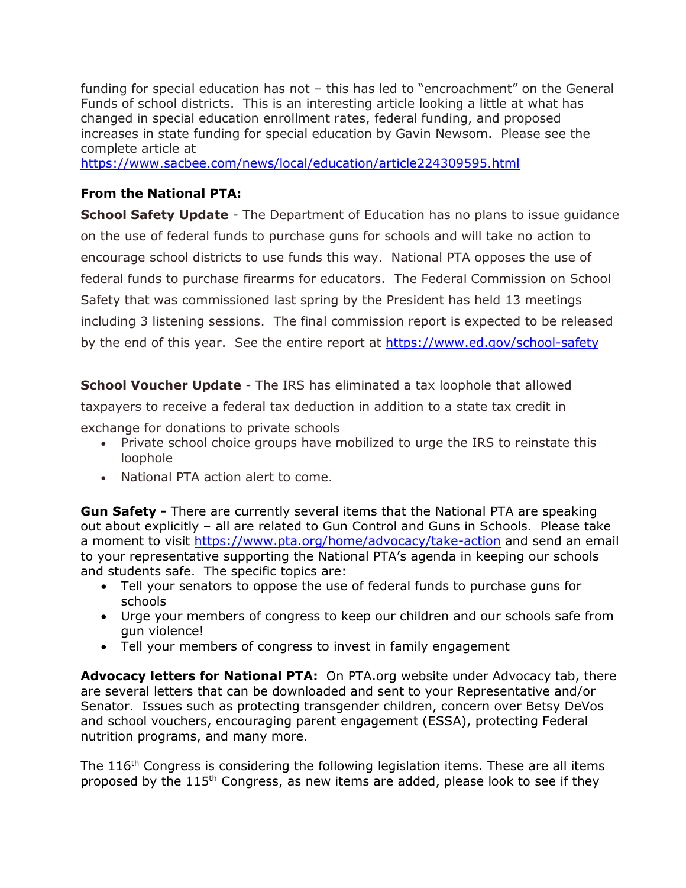funding for special education has not – this has led to "encroachment" on the General Funds of school districts. This is an interesting article looking a little at what has changed in special education enrollment rates, federal funding, and proposed increases in state funding for special education by Gavin Newsom. Please see the complete article at https://www.sacbee.com/news/local/education/article224309595.html

**From the National PTA:**

**School Safety Update** - The Department of Education has no plans to issue guidance on the use of federal funds to purchase guns for schools and will take no action to encourage school districts to use funds this way. National PTA opposes the use of federal funds to purchase firearms for educators. The Federal Commission on School Safety that was commissioned last spring by the President has held 13 meetings including 3 listening sessions. The final commission report is expected to be released by the end of this year. See the entire report at https://www.ed.gov/school-safety

**School Voucher Update** - The IRS has eliminated a tax loophole that allowed taxpayers to receive a federal tax deduction in addition to a state tax credit in exchange for donations to private schools

- Private school choice groups have mobilized to urge the IRS to reinstate this loophole
- National PTA action alert to come.

**Gun Safety -** There are currently several items that the National PTA are speaking out about explicitly – all are related to Gun Control and Guns in Schools. Please take a moment to visit https://www.pta.org/home/advocacy/take-action and send an email to your representative supporting the National PTA's agenda in keeping our schools and students safe. The specific topics are:

- Tell your senators to oppose the use of federal funds to purchase guns for schools
- Urge your members of congress to keep our children and our schools safe from gun violence!
- Tell your members of congress to invest in family engagement

**Advocacy letters for National PTA:** On PTA.org website under Advocacy tab, there are several letters that can be downloaded and sent to your Representative and/or Senator. Issues such as protecting transgender children, concern over Betsy DeVos and school vouchers, encouraging parent engagement (ESSA), protecting Federal nutrition programs, and many more.

The 116th Congress is considering the following legislation items. These are all items proposed by the 115th Congress, as new items are added, please look to see if they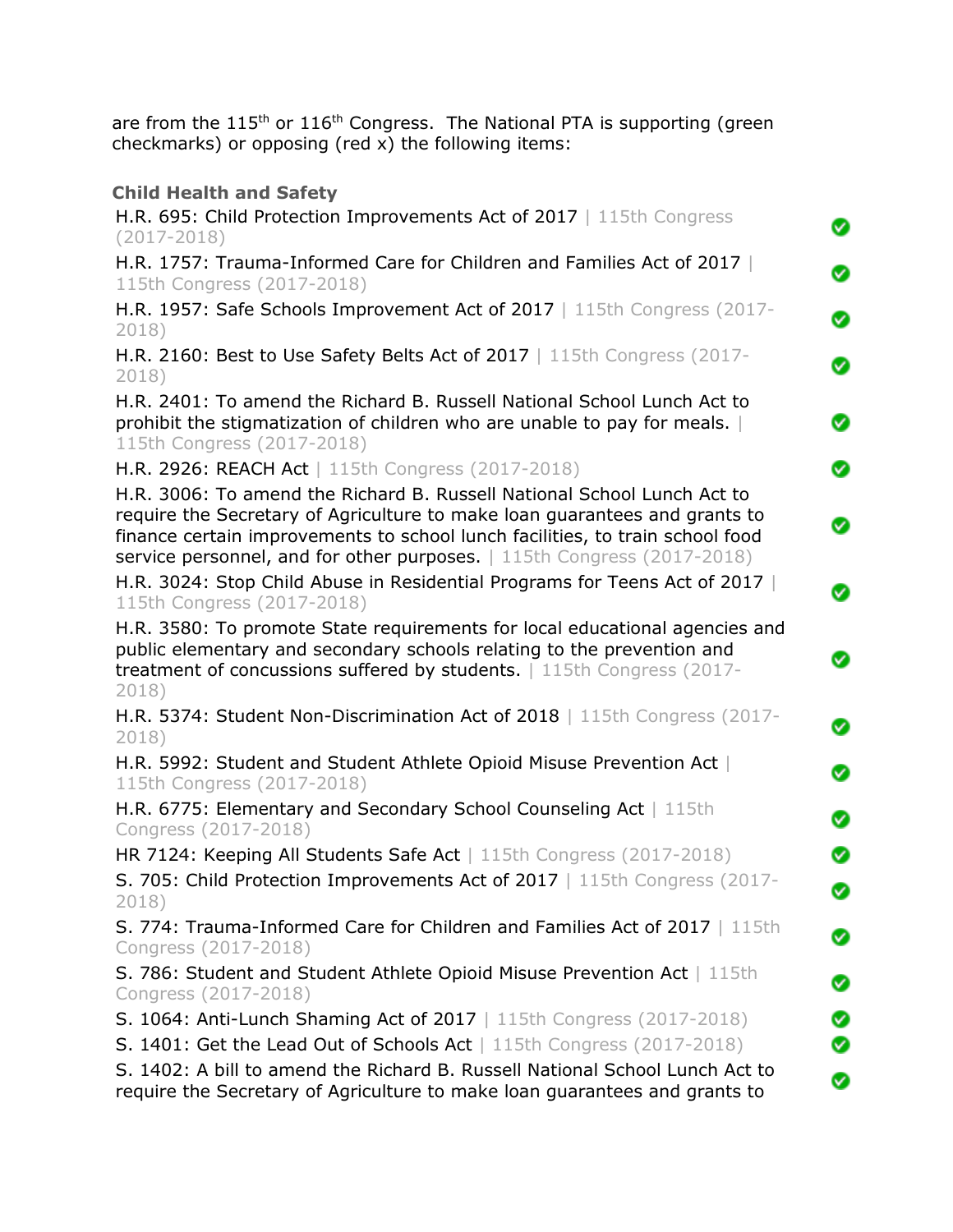are from the 115th or 116th Congress. The National PTA is supporting (green checkmarks) or opposing (red x) the following items:

**Child Health and Safety**

| Bill | Position |
|---|---|
| H.R. 695: Child Protection Improvements Act of 2017 \| 115th Congress (2017-2018) | ✅ |
| H.R. 1757: Trauma-Informed Care for Children and Families Act of 2017 \| 115th Congress (2017-2018) | ✅ |
| H.R. 1957: Safe Schools Improvement Act of 2017 \| 115th Congress (2017-2018) | ✅ |
| H.R. 2160: Best to Use Safety Belts Act of 2017 \| 115th Congress (2017-2018) | ✅ |
| H.R. 2401: To amend the Richard B. Russell National School Lunch Act to prohibit the stigmatization of children who are unable to pay for meals. \| 115th Congress (2017-2018) | ✅ |
| H.R. 2926: REACH Act \| 115th Congress (2017-2018) | ✅ |
| H.R. 3006: To amend the Richard B. Russell National School Lunch Act to require the Secretary of Agriculture to make loan guarantees and grants to finance certain improvements to school lunch facilities, to train school food service personnel, and for other purposes. \| 115th Congress (2017-2018) | ✅ |
| H.R. 3024: Stop Child Abuse in Residential Programs for Teens Act of 2017 \| 115th Congress (2017-2018) | ✅ |
| H.R. 3580: To promote State requirements for local educational agencies and public elementary and secondary schools relating to the prevention and treatment of concussions suffered by students. \| 115th Congress (2017-2018) | ✅ |
| H.R. 5374: Student Non-Discrimination Act of 2018 \| 115th Congress (2017-2018) | ✅ |
| H.R. 5992: Student and Student Athlete Opioid Misuse Prevention Act \| 115th Congress (2017-2018) | ✅ |
| H.R. 6775: Elementary and Secondary School Counseling Act \| 115th Congress (2017-2018) | ✅ |
| HR 7124: Keeping All Students Safe Act \| 115th Congress (2017-2018) | ✅ |
| S. 705: Child Protection Improvements Act of 2017 \| 115th Congress (2017-2018) | ✅ |
| S. 774: Trauma-Informed Care for Children and Families Act of 2017 \| 115th Congress (2017-2018) | ✅ |
| S. 786: Student and Student Athlete Opioid Misuse Prevention Act \| 115th Congress (2017-2018) | ✅ |
| S. 1064: Anti-Lunch Shaming Act of 2017 \| 115th Congress (2017-2018) | ✅ |
| S. 1401: Get the Lead Out of Schools Act \| 115th Congress (2017-2018) | ✅ |
| S. 1402: A bill to amend the Richard B. Russell National School Lunch Act to require the Secretary of Agriculture to make loan guarantees and grants to | ✅ |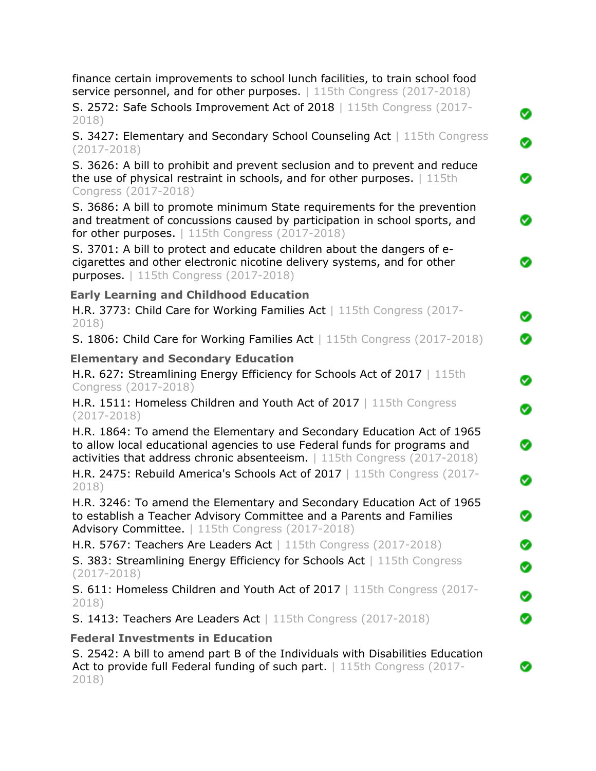finance certain improvements to school lunch facilities, to train school food service personnel, and for other purposes. | 115th Congress (2017-2018)

S. 2572: Safe Schools Improvement Act of 2018 | 115th Congress (2017-2018) ✅

S. 3427: Elementary and Secondary School Counseling Act | 115th Congress (2017-2018) ✅

S. 3626: A bill to prohibit and prevent seclusion and to prevent and reduce the use of physical restraint in schools, and for other purposes. | 115th Congress (2017-2018) ✅

S. 3686: A bill to promote minimum State requirements for the prevention and treatment of concussions caused by participation in school sports, and for other purposes. | 115th Congress (2017-2018) ✅

S. 3701: A bill to protect and educate children about the dangers of e-cigarettes and other electronic nicotine delivery systems, and for other purposes. | 115th Congress (2017-2018) ✅

### Early Learning and Childhood Education

H.R. 3773: Child Care for Working Families Act | 115th Congress (2017-2018) ✅

S. 1806: Child Care for Working Families Act | 115th Congress (2017-2018) ✅

### Elementary and Secondary Education

H.R. 627: Streamlining Energy Efficiency for Schools Act of 2017 | 115th Congress (2017-2018) ✅

H.R. 1511: Homeless Children and Youth Act of 2017 | 115th Congress (2017-2018) ✅

H.R. 1864: To amend the Elementary and Secondary Education Act of 1965 to allow local educational agencies to use Federal funds for programs and activities that address chronic absenteeism. | 115th Congress (2017-2018) ✅

H.R. 2475: Rebuild America's Schools Act of 2017 | 115th Congress (2017-2018) ✅

H.R. 3246: To amend the Elementary and Secondary Education Act of 1965 to establish a Teacher Advisory Committee and a Parents and Families Advisory Committee. | 115th Congress (2017-2018) ✅

H.R. 5767: Teachers Are Leaders Act | 115th Congress (2017-2018) ✅

S. 383: Streamlining Energy Efficiency for Schools Act | 115th Congress (2017-2018) ✅

S. 611: Homeless Children and Youth Act of 2017 | 115th Congress (2017-2018) ✅

S. 1413: Teachers Are Leaders Act | 115th Congress (2017-2018) ✅

### Federal Investments in Education

S. 2542: A bill to amend part B of the Individuals with Disabilities Education Act to provide full Federal funding of such part. | 115th Congress (2017-2018) ✅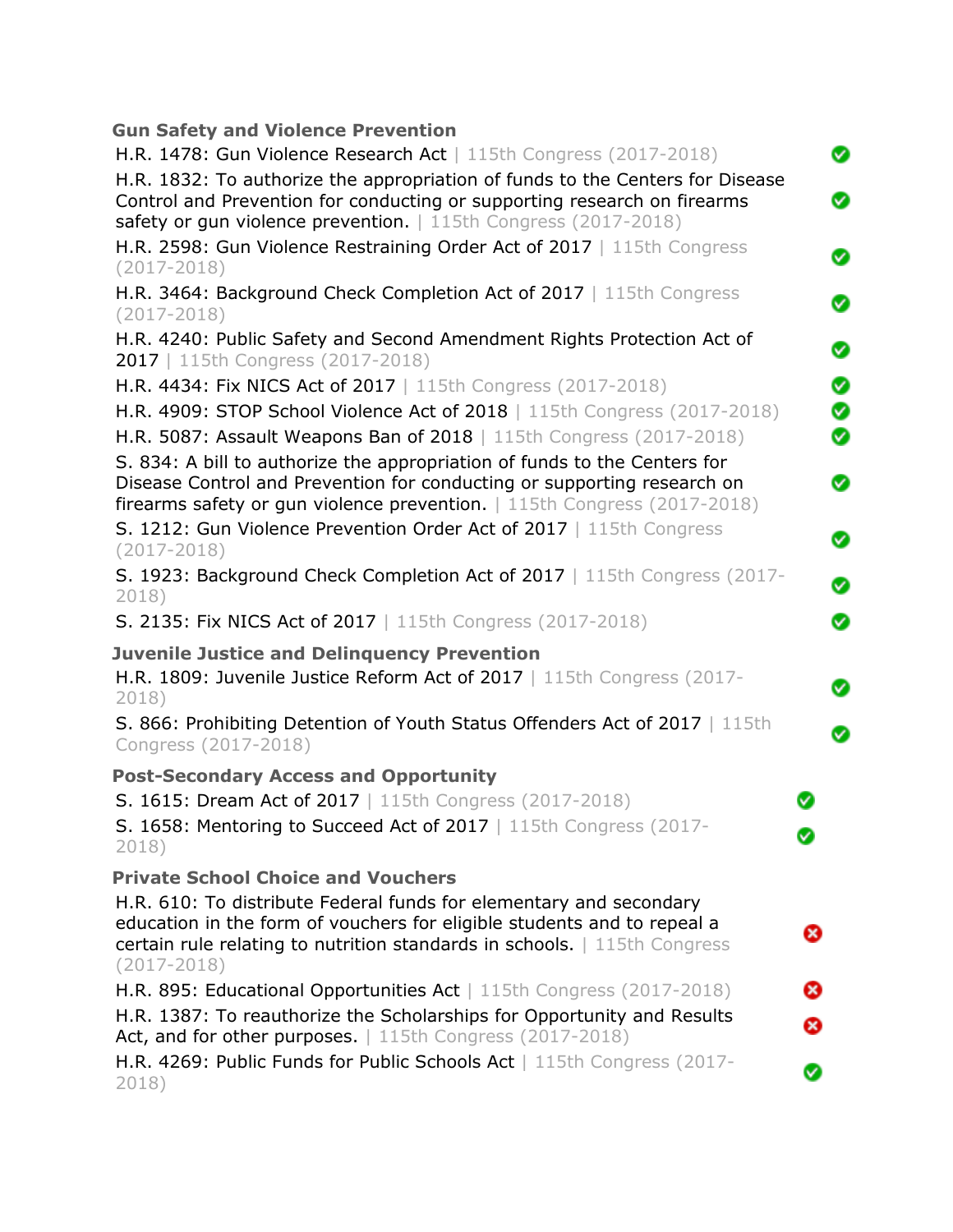### Gun Safety and Violence Prevention

- H.R. 1478: Gun Violence Research Act | 115th Congress (2017-2018) ✅
- H.R. 1832: To authorize the appropriation of funds to the Centers for Disease Control and Prevention for conducting or supporting research on firearms safety or gun violence prevention. | 115th Congress (2017-2018) ✅
- H.R. 2598: Gun Violence Restraining Order Act of 2017 | 115th Congress (2017-2018) ✅
- H.R. 3464: Background Check Completion Act of 2017 | 115th Congress (2017-2018) ✅
- H.R. 4240: Public Safety and Second Amendment Rights Protection Act of 2017 | 115th Congress (2017-2018) ✅
- H.R. 4434: Fix NICS Act of 2017 | 115th Congress (2017-2018) ✅
- H.R. 4909: STOP School Violence Act of 2018 | 115th Congress (2017-2018) ✅
- H.R. 5087: Assault Weapons Ban of 2018 | 115th Congress (2017-2018) ✅
- S. 834: A bill to authorize the appropriation of funds to the Centers for Disease Control and Prevention for conducting or supporting research on firearms safety or gun violence prevention. | 115th Congress (2017-2018) ✅
- S. 1212: Gun Violence Prevention Order Act of 2017 | 115th Congress (2017-2018) ✅
- S. 1923: Background Check Completion Act of 2017 | 115th Congress (2017-2018) ✅
- S. 2135: Fix NICS Act of 2017 | 115th Congress (2017-2018) ✅

### Juvenile Justice and Delinquency Prevention

- H.R. 1809: Juvenile Justice Reform Act of 2017 | 115th Congress (2017-2018) ✅
- S. 866: Prohibiting Detention of Youth Status Offenders Act of 2017 | 115th Congress (2017-2018) ✅

### Post-Secondary Access and Opportunity

- S. 1615: Dream Act of 2017 | 115th Congress (2017-2018) ✅
- S. 1658: Mentoring to Succeed Act of 2017 | 115th Congress (2017-2018) ✅

### Private School Choice and Vouchers

- H.R. 610: To distribute Federal funds for elementary and secondary education in the form of vouchers for eligible students and to repeal a certain rule relating to nutrition standards in schools. | 115th Congress (2017-2018) ❌
- H.R. 895: Educational Opportunities Act | 115th Congress (2017-2018) ❌
- H.R. 1387: To reauthorize the Scholarships for Opportunity and Results Act, and for other purposes. | 115th Congress (2017-2018) ❌
- H.R. 4269: Public Funds for Public Schools Act | 115th Congress (2017-2018) ✅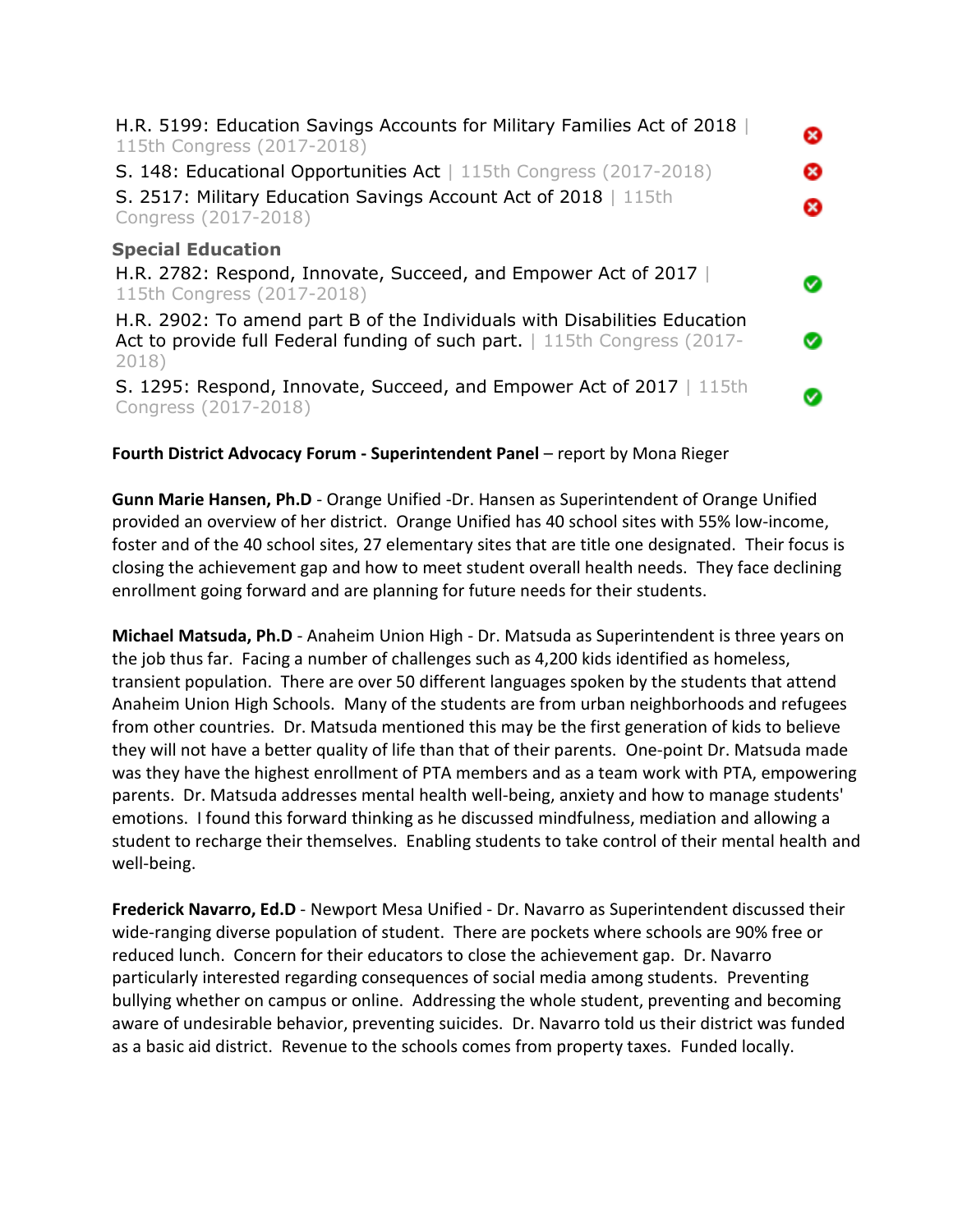H.R. 5199: Education Savings Accounts for Military Families Act of 2018 | 115th Congress (2017-2018) ❌

S. 148: Educational Opportunities Act | 115th Congress (2017-2018) ❌

S. 2517: Military Education Savings Account Act of 2018 | 115th Congress (2017-2018) ❌

**Special Education**

H.R. 2782: Respond, Innovate, Succeed, and Empower Act of 2017 | 115th Congress (2017-2018) ✅

H.R. 2902: To amend part B of the Individuals with Disabilities Education Act to provide full Federal funding of such part. | 115th Congress (2017-2018) ✅

S. 1295: Respond, Innovate, Succeed, and Empower Act of 2017 | 115th Congress (2017-2018) ✅

**Fourth District Advocacy Forum - Superintendent Panel** – report by Mona Rieger

**Gunn Marie Hansen, Ph.D** - Orange Unified -Dr. Hansen as Superintendent of Orange Unified provided an overview of her district. Orange Unified has 40 school sites with 55% low-income, foster and of the 40 school sites, 27 elementary sites that are title one designated. Their focus is closing the achievement gap and how to meet student overall health needs. They face declining enrollment going forward and are planning for future needs for their students.

**Michael Matsuda, Ph.D** - Anaheim Union High - Dr. Matsuda as Superintendent is three years on the job thus far. Facing a number of challenges such as 4,200 kids identified as homeless, transient population. There are over 50 different languages spoken by the students that attend Anaheim Union High Schools. Many of the students are from urban neighborhoods and refugees from other countries. Dr. Matsuda mentioned this may be the first generation of kids to believe they will not have a better quality of life than that of their parents. One-point Dr. Matsuda made was they have the highest enrollment of PTA members and as a team work with PTA, empowering parents. Dr. Matsuda addresses mental health well-being, anxiety and how to manage students' emotions. I found this forward thinking as he discussed mindfulness, mediation and allowing a student to recharge their themselves. Enabling students to take control of their mental health and well-being.

**Frederick Navarro, Ed.D** - Newport Mesa Unified - Dr. Navarro as Superintendent discussed their wide-ranging diverse population of student. There are pockets where schools are 90% free or reduced lunch. Concern for their educators to close the achievement gap. Dr. Navarro particularly interested regarding consequences of social media among students. Preventing bullying whether on campus or online. Addressing the whole student, preventing and becoming aware of undesirable behavior, preventing suicides. Dr. Navarro told us their district was funded as a basic aid district. Revenue to the schools comes from property taxes. Funded locally.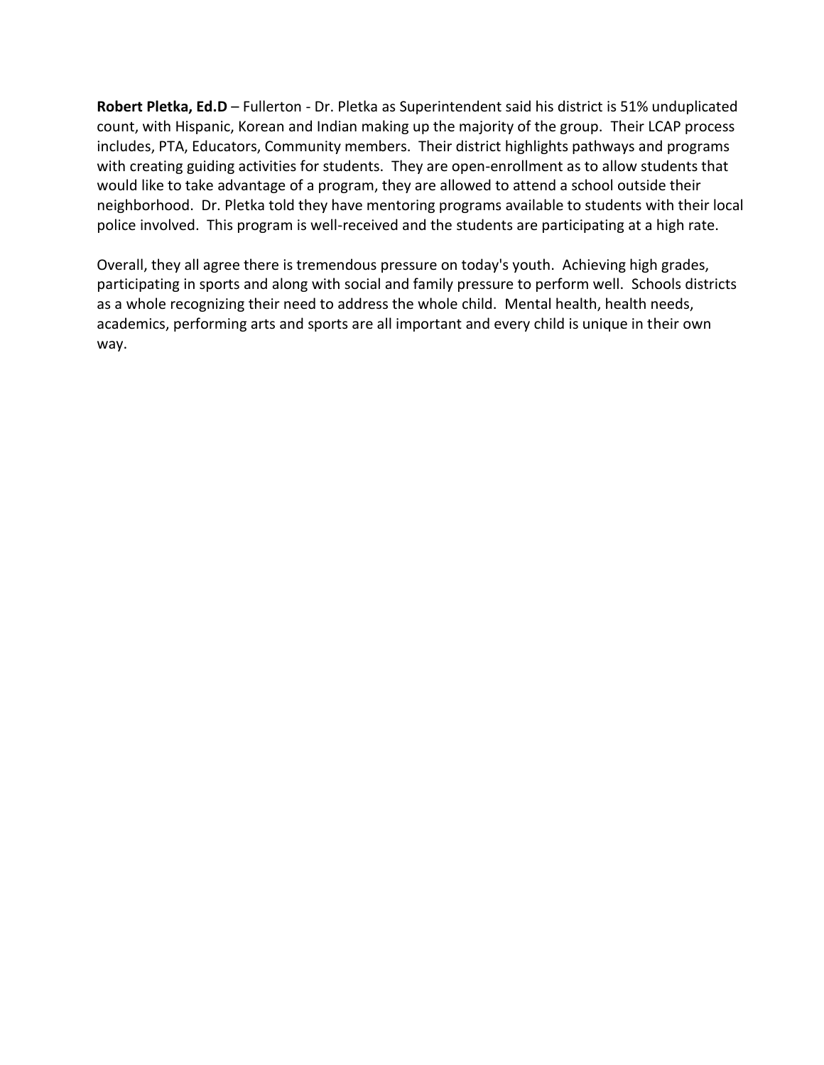**Robert Pletka, Ed.D** – Fullerton - Dr. Pletka as Superintendent said his district is 51% unduplicated count, with Hispanic, Korean and Indian making up the majority of the group. Their LCAP process includes, PTA, Educators, Community members. Their district highlights pathways and programs with creating guiding activities for students. They are open-enrollment as to allow students that would like to take advantage of a program, they are allowed to attend a school outside their neighborhood. Dr. Pletka told they have mentoring programs available to students with their local police involved. This program is well-received and the students are participating at a high rate.

Overall, they all agree there is tremendous pressure on today's youth. Achieving high grades, participating in sports and along with social and family pressure to perform well. Schools districts as a whole recognizing their need to address the whole child. Mental health, health needs, academics, performing arts and sports are all important and every child is unique in their own way.